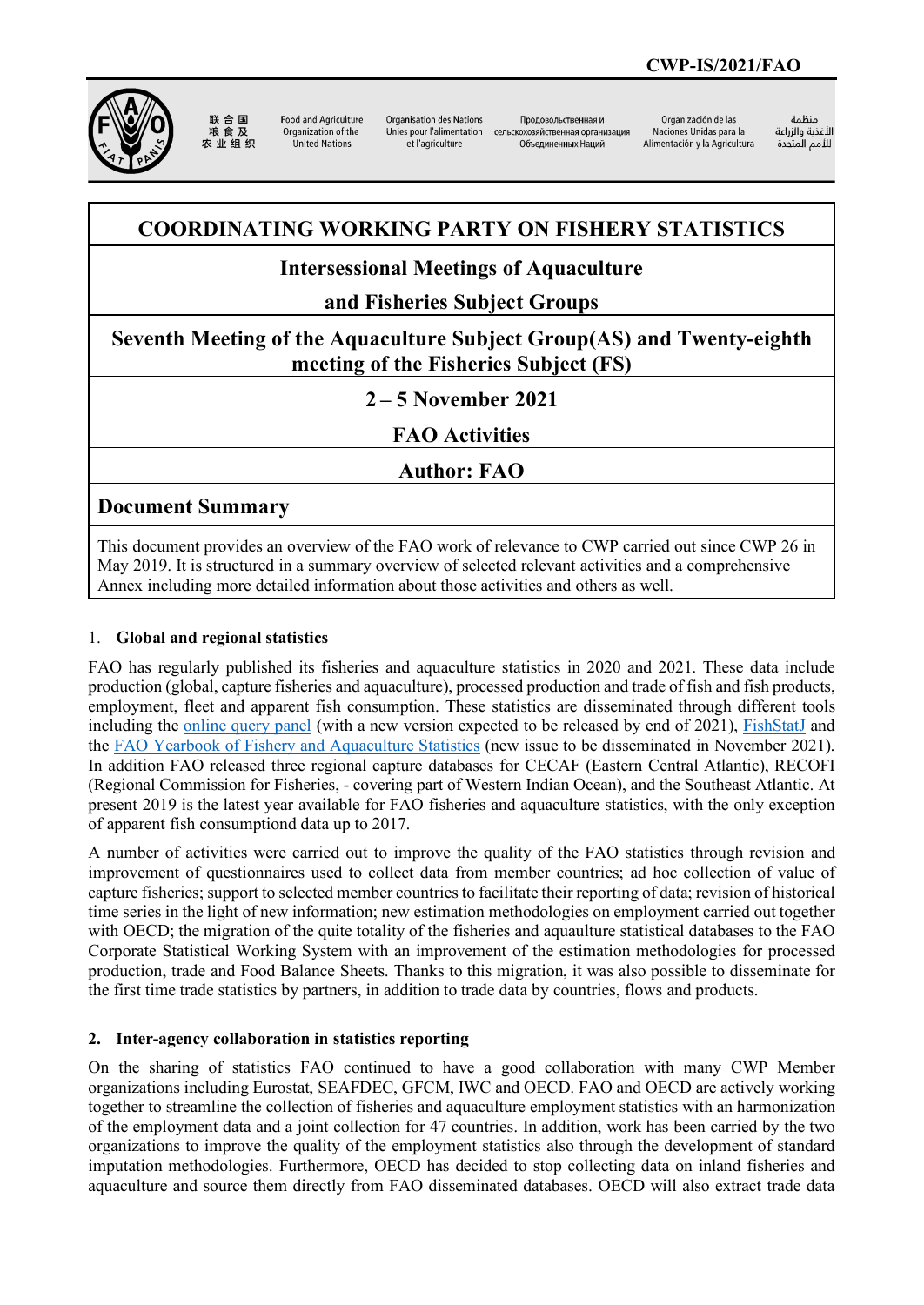CWP-IS/2021/FAO

联合国粮食及农业组织 | Food and Agriculture Organization of the United Nations | Organisation des Nations Unies pour l'alimentation et l'agriculture | Продовольственная и сельскохозяйственная организация Объединенных Наций | Organización de las Naciones Unidas para la Alimentación y la Agricultura | منظمة الأغذية والزراعة للأمم المتحدة

# COORDINATING WORKING PARTY ON FISHERY STATISTICS

## Intersessional Meetings of Aquaculture and Fisheries Subject Groups

## Seventh Meeting of the Aquaculture Subject Group(AS) and Twenty-eighth meeting of the Fisheries Subject (FS)

## 2 – 5 November 2021

## FAO Activities

## Author: FAO

### Document Summary

This document provides an overview of the FAO work of relevance to CWP carried out since CWP 26 in May 2019. It is structured in a summary overview of selected relevant activities and a comprehensive Annex including more detailed information about those activities and others as well.

### 1. Global and regional statistics

FAO has regularly published its fisheries and aquaculture statistics in 2020 and 2021. These data include production (global, capture fisheries and aquaculture), processed production and trade of fish and fish products, employment, fleet and apparent fish consumption. These statistics are disseminated through different tools including the online query panel (with a new version expected to be released by end of 2021), FishStatJ and the FAO Yearbook of Fishery and Aquaculture Statistics (new issue to be disseminated in November 2021). In addition FAO released three regional capture databases for CECAF (Eastern Central Atlantic), RECOFI (Regional Commission for Fisheries, - covering part of Western Indian Ocean), and the Southeast Atlantic. At present 2019 is the latest year available for FAO fisheries and aquaculture statistics, with the only exception of apparent fish consumptiond data up to 2017.

A number of activities were carried out to improve the quality of the FAO statistics through revision and improvement of questionnaires used to collect data from member countries; ad hoc collection of value of capture fisheries; support to selected member countries to facilitate their reporting of data; revision of historical time series in the light of new information; new estimation methodologies on employment carried out together with OECD; the migration of the quite totality of the fisheries and aquaulture statistical databases to the FAO Corporate Statistical Working System with an improvement of the estimation methodologies for processed production, trade and Food Balance Sheets. Thanks to this migration, it was also possible to disseminate for the first time trade statistics by partners, in addition to trade data by countries, flows and products.

### 2. Inter-agency collaboration in statistics reporting

On the sharing of statistics FAO continued to have a good collaboration with many CWP Member organizations including Eurostat, SEAFDEC, GFCM, IWC and OECD. FAO and OECD are actively working together to streamline the collection of fisheries and aquaculture employment statistics with an harmonization of the employment data and a joint collection for 47 countries. In addition, work has been carried by the two organizations to improve the quality of the employment statistics also through the development of standard imputation methodologies. Furthermore, OECD has decided to stop collecting data on inland fisheries and aquaculture and source them directly from FAO disseminated databases. OECD will also extract trade data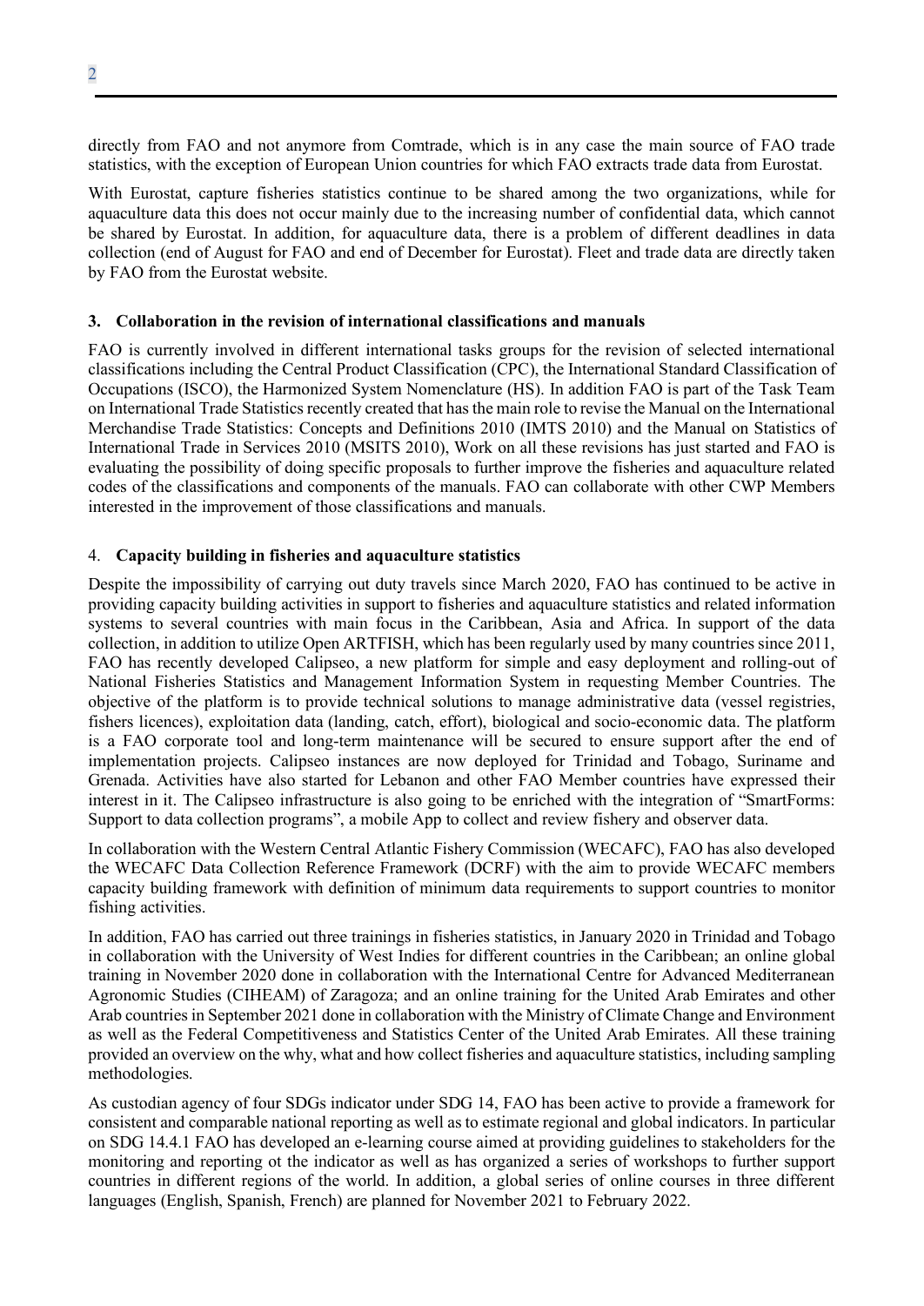directly from FAO and not anymore from Comtrade, which is in any case the main source of FAO trade statistics, with the exception of European Union countries for which FAO extracts trade data from Eurostat.

With Eurostat, capture fisheries statistics continue to be shared among the two organizations, while for aquaculture data this does not occur mainly due to the increasing number of confidential data, which cannot be shared by Eurostat. In addition, for aquaculture data, there is a problem of different deadlines in data collection (end of August for FAO and end of December for Eurostat). Fleet and trade data are directly taken by FAO from the Eurostat website.

### 3. Collaboration in the revision of international classifications and manuals

FAO is currently involved in different international tasks groups for the revision of selected international classifications including the Central Product Classification (CPC), the International Standard Classification of Occupations (ISCO), the Harmonized System Nomenclature (HS). In addition FAO is part of the Task Team on International Trade Statistics recently created that has the main role to revise the Manual on the International Merchandise Trade Statistics: Concepts and Definitions 2010 (IMTS 2010) and the Manual on Statistics of International Trade in Services 2010 (MSITS 2010), Work on all these revisions has just started and FAO is evaluating the possibility of doing specific proposals to further improve the fisheries and aquaculture related codes of the classifications and components of the manuals. FAO can collaborate with other CWP Members interested in the improvement of those classifications and manuals.

### 4. Capacity building in fisheries and aquaculture statistics

Despite the impossibility of carrying out duty travels since March 2020, FAO has continued to be active in providing capacity building activities in support to fisheries and aquaculture statistics and related information systems to several countries with main focus in the Caribbean, Asia and Africa. In support of the data collection, in addition to utilize Open ARTFISH, which has been regularly used by many countries since 2011, FAO has recently developed Calipseo, a new platform for simple and easy deployment and rolling-out of National Fisheries Statistics and Management Information System in requesting Member Countries. The objective of the platform is to provide technical solutions to manage administrative data (vessel registries, fishers licences), exploitation data (landing, catch, effort), biological and socio-economic data. The platform is a FAO corporate tool and long-term maintenance will be secured to ensure support after the end of implementation projects. Calipseo instances are now deployed for Trinidad and Tobago, Suriname and Grenada. Activities have also started for Lebanon and other FAO Member countries have expressed their interest in it. The Calipseo infrastructure is also going to be enriched with the integration of "SmartForms: Support to data collection programs", a mobile App to collect and review fishery and observer data.

In collaboration with the Western Central Atlantic Fishery Commission (WECAFC), FAO has also developed the WECAFC Data Collection Reference Framework (DCRF) with the aim to provide WECAFC members capacity building framework with definition of minimum data requirements to support countries to monitor fishing activities.

In addition, FAO has carried out three trainings in fisheries statistics, in January 2020 in Trinidad and Tobago in collaboration with the University of West Indies for different countries in the Caribbean; an online global training in November 2020 done in collaboration with the International Centre for Advanced Mediterranean Agronomic Studies (CIHEAM) of Zaragoza; and an online training for the United Arab Emirates and other Arab countries in September 2021 done in collaboration with the Ministry of Climate Change and Environment as well as the Federal Competitiveness and Statistics Center of the United Arab Emirates. All these training provided an overview on the why, what and how collect fisheries and aquaculture statistics, including sampling methodologies.

As custodian agency of four SDGs indicator under SDG 14, FAO has been active to provide a framework for consistent and comparable national reporting as well as to estimate regional and global indicators. In particular on SDG 14.4.1 FAO has developed an e-learning course aimed at providing guidelines to stakeholders for the monitoring and reporting ot the indicator as well as has organized a series of workshops to further support countries in different regions of the world. In addition, a global series of online courses in three different languages (English, Spanish, French) are planned for November 2021 to February 2022.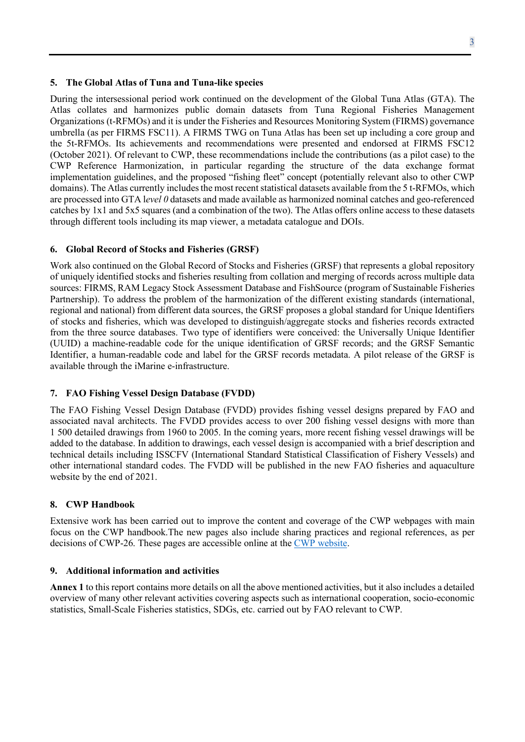## 5. The Global Atlas of Tuna and Tuna-like species

During the intersessional period work continued on the development of the Global Tuna Atlas (GTA). The Atlas collates and harmonizes public domain datasets from Tuna Regional Fisheries Management Organizations (t-RFMOs) and it is under the Fisheries and Resources Monitoring System (FIRMS) governance umbrella (as per FIRMS FSC11). A FIRMS TWG on Tuna Atlas has been set up including a core group and the 5t-RFMOs. Its achievements and recommendations were presented and endorsed at FIRMS FSC12 (October 2021). Of relevant to CWP, these recommendations include the contributions (as a pilot case) to the CWP Reference Harmonization, in particular regarding the structure of the data exchange format implementation guidelines, and the proposed "fishing fleet" concept (potentially relevant also to other CWP domains). The Atlas currently includes the most recent statistical datasets available from the 5 t-RFMOs, which are processed into GTA l*evel 0* datasets and made available as harmonized nominal catches and geo-referenced catches by 1x1 and 5x5 squares (and a combination of the two). The Atlas offers online access to these datasets through different tools including its map viewer, a metadata catalogue and DOIs.

## 6. Global Record of Stocks and Fisheries (GRSF)

Work also continued on the Global Record of Stocks and Fisheries (GRSF) that represents a global repository of uniquely identified stocks and fisheries resulting from collation and merging of records across multiple data sources: FIRMS, RAM Legacy Stock Assessment Database and FishSource (program of Sustainable Fisheries Partnership). To address the problem of the harmonization of the different existing standards (international, regional and national) from different data sources, the GRSF proposes a global standard for Unique Identifiers of stocks and fisheries, which was developed to distinguish/aggregate stocks and fisheries records extracted from the three source databases. Two type of identifiers were conceived: the Universally Unique Identifier (UUID) a machine-readable code for the unique identification of GRSF records; and the GRSF Semantic Identifier, a human-readable code and label for the GRSF records metadata. A pilot release of the GRSF is available through the iMarine e-infrastructure.

## 7. FAO Fishing Vessel Design Database (FVDD)

The FAO Fishing Vessel Design Database (FVDD) provides fishing vessel designs prepared by FAO and associated naval architects. The FVDD provides access to over 200 fishing vessel designs with more than 1 500 detailed drawings from 1960 to 2005. In the coming years, more recent fishing vessel drawings will be added to the database. In addition to drawings, each vessel design is accompanied with a brief description and technical details including ISSCFV (International Standard Statistical Classification of Fishery Vessels) and other international standard codes. The FVDD will be published in the new FAO fisheries and aquaculture website by the end of 2021.

## 8. CWP Handbook

Extensive work has been carried out to improve the content and coverage of the CWP webpages with main focus on the CWP handbook.The new pages also include sharing practices and regional references, as per decisions of CWP-26. These pages are accessible online at the CWP website.

## 9. Additional information and activities

**Annex 1** to this report contains more details on all the above mentioned activities, but it also includes a detailed overview of many other relevant activities covering aspects such as international cooperation, socio-economic statistics, Small-Scale Fisheries statistics, SDGs, etc. carried out by FAO relevant to CWP.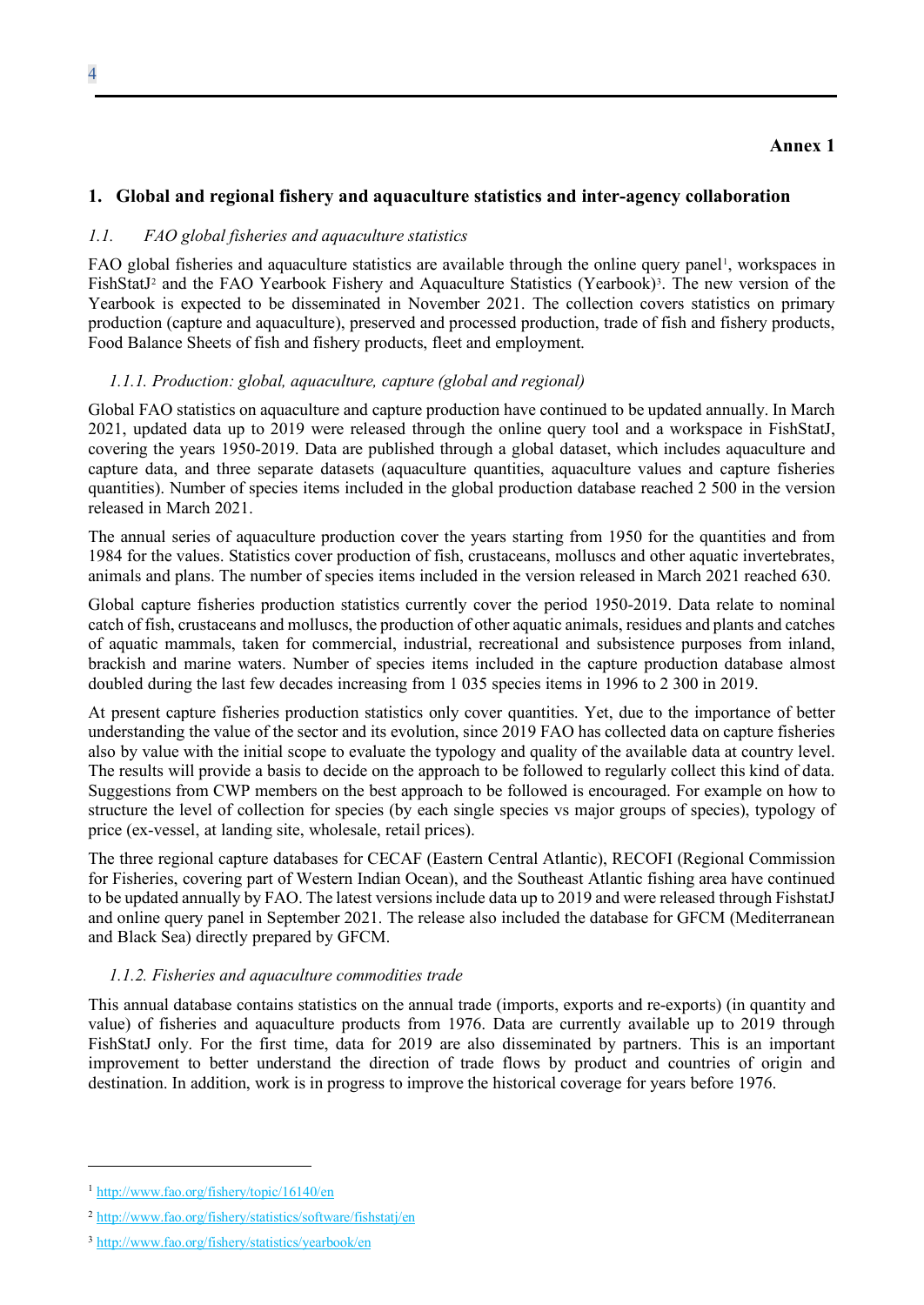**Annex 1**

## 1. Global and regional fishery and aquaculture statistics and inter-agency collaboration

### *1.1. FAO global fisheries and aquaculture statistics*

FAO global fisheries and aquaculture statistics are available through the online query panel[1], workspaces in FishStatJ[2] and the FAO Yearbook Fishery and Aquaculture Statistics (Yearbook)[3]. The new version of the Yearbook is expected to be disseminated in November 2021. The collection covers statistics on primary production (capture and aquaculture), preserved and processed production, trade of fish and fishery products, Food Balance Sheets of fish and fishery products, fleet and employment.

#### *1.1.1. Production: global, aquaculture, capture (global and regional)*

Global FAO statistics on aquaculture and capture production have continued to be updated annually. In March 2021, updated data up to 2019 were released through the online query tool and a workspace in FishStatJ, covering the years 1950-2019. Data are published through a global dataset, which includes aquaculture and capture data, and three separate datasets (aquaculture quantities, aquaculture values and capture fisheries quantities). Number of species items included in the global production database reached 2 500 in the version released in March 2021.

The annual series of aquaculture production cover the years starting from 1950 for the quantities and from 1984 for the values. Statistics cover production of fish, crustaceans, molluscs and other aquatic invertebrates, animals and plans. The number of species items included in the version released in March 2021 reached 630.

Global capture fisheries production statistics currently cover the period 1950-2019. Data relate to nominal catch of fish, crustaceans and molluscs, the production of other aquatic animals, residues and plants and catches of aquatic mammals, taken for commercial, industrial, recreational and subsistence purposes from inland, brackish and marine waters. Number of species items included in the capture production database almost doubled during the last few decades increasing from 1 035 species items in 1996 to 2 300 in 2019.

At present capture fisheries production statistics only cover quantities. Yet, due to the importance of better understanding the value of the sector and its evolution, since 2019 FAO has collected data on capture fisheries also by value with the initial scope to evaluate the typology and quality of the available data at country level. The results will provide a basis to decide on the approach to be followed to regularly collect this kind of data. Suggestions from CWP members on the best approach to be followed is encouraged. For example on how to structure the level of collection for species (by each single species vs major groups of species), typology of price (ex-vessel, at landing site, wholesale, retail prices).

The three regional capture databases for CECAF (Eastern Central Atlantic), RECOFI (Regional Commission for Fisheries, covering part of Western Indian Ocean), and the Southeast Atlantic fishing area have continued to be updated annually by FAO. The latest versions include data up to 2019 and were released through FishstatJ and online query panel in September 2021. The release also included the database for GFCM (Mediterranean and Black Sea) directly prepared by GFCM.

#### *1.1.2. Fisheries and aquaculture commodities trade*

This annual database contains statistics on the annual trade (imports, exports and re-exports) (in quantity and value) of fisheries and aquaculture products from 1976. Data are currently available up to 2019 through FishStatJ only. For the first time, data for 2019 are also disseminated by partners. This is an important improvement to better understand the direction of trade flows by product and countries of origin and destination. In addition, work is in progress to improve the historical coverage for years before 1976.

---

[1] http://www.fao.org/fishery/topic/16140/en

[2] http://www.fao.org/fishery/statistics/software/fishstatj/en

[3] http://www.fao.org/fishery/statistics/yearbook/en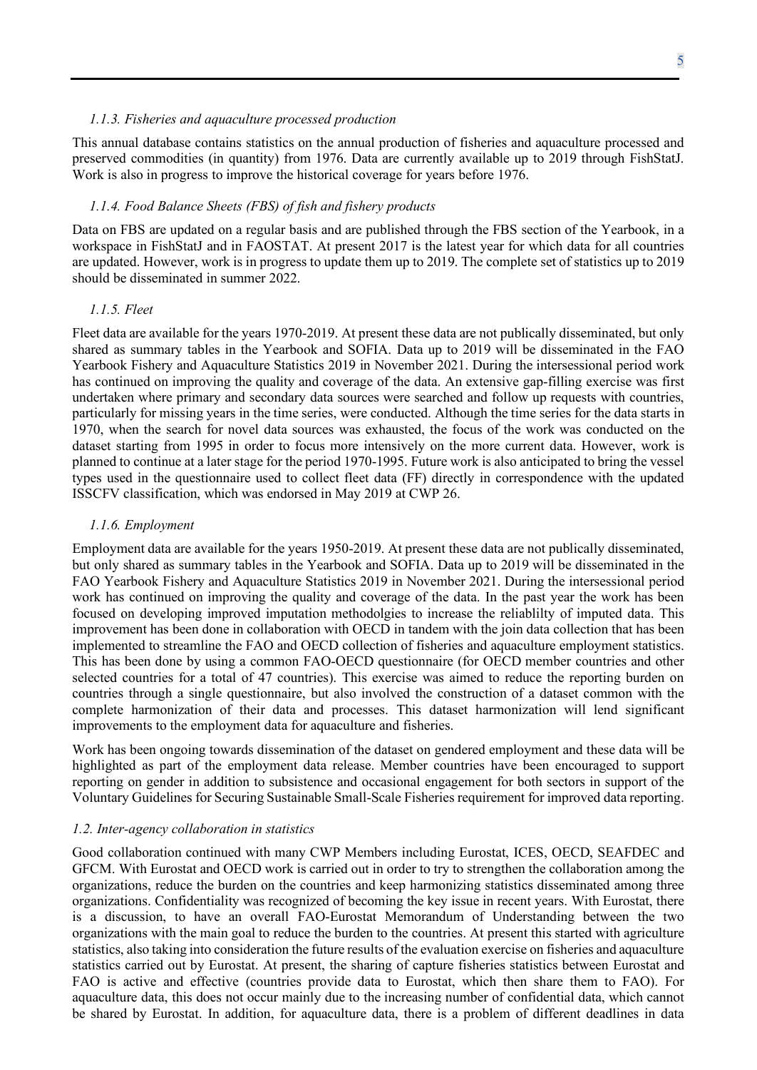### *1.1.3. Fisheries and aquaculture processed production*

This annual database contains statistics on the annual production of fisheries and aquaculture processed and preserved commodities (in quantity) from 1976. Data are currently available up to 2019 through FishStatJ. Work is also in progress to improve the historical coverage for years before 1976.

### *1.1.4. Food Balance Sheets (FBS) of fish and fishery products*

Data on FBS are updated on a regular basis and are published through the FBS section of the Yearbook, in a workspace in FishStatJ and in FAOSTAT. At present 2017 is the latest year for which data for all countries are updated. However, work is in progress to update them up to 2019. The complete set of statistics up to 2019 should be disseminated in summer 2022.

### *1.1.5. Fleet*

Fleet data are available for the years 1970-2019. At present these data are not publically disseminated, but only shared as summary tables in the Yearbook and SOFIA. Data up to 2019 will be disseminated in the FAO Yearbook Fishery and Aquaculture Statistics 2019 in November 2021. During the intersessional period work has continued on improving the quality and coverage of the data. An extensive gap-filling exercise was first undertaken where primary and secondary data sources were searched and follow up requests with countries, particularly for missing years in the time series, were conducted. Although the time series for the data starts in 1970, when the search for novel data sources was exhausted, the focus of the work was conducted on the dataset starting from 1995 in order to focus more intensively on the more current data. However, work is planned to continue at a later stage for the period 1970-1995. Future work is also anticipated to bring the vessel types used in the questionnaire used to collect fleet data (FF) directly in correspondence with the updated ISSCFV classification, which was endorsed in May 2019 at CWP 26.

### *1.1.6. Employment*

Employment data are available for the years 1950-2019. At present these data are not publically disseminated, but only shared as summary tables in the Yearbook and SOFIA. Data up to 2019 will be disseminated in the FAO Yearbook Fishery and Aquaculture Statistics 2019 in November 2021. During the intersessional period work has continued on improving the quality and coverage of the data. In the past year the work has been focused on developing improved imputation methodolgies to increase the reliablilty of imputed data. This improvement has been done in collaboration with OECD in tandem with the join data collection that has been implemented to streamline the FAO and OECD collection of fisheries and aquaculture employment statistics. This has been done by using a common FAO-OECD questionnaire (for OECD member countries and other selected countries for a total of 47 countries). This exercise was aimed to reduce the reporting burden on countries through a single questionnaire, but also involved the construction of a dataset common with the complete harmonization of their data and processes. This dataset harmonization will lend significant improvements to the employment data for aquaculture and fisheries.

Work has been ongoing towards dissemination of the dataset on gendered employment and these data will be highlighted as part of the employment data release. Member countries have been encouraged to support reporting on gender in addition to subsistence and occasional engagement for both sectors in support of the Voluntary Guidelines for Securing Sustainable Small-Scale Fisheries requirement for improved data reporting.

## *1.2. Inter-agency collaboration in statistics*

Good collaboration continued with many CWP Members including Eurostat, ICES, OECD, SEAFDEC and GFCM. With Eurostat and OECD work is carried out in order to try to strengthen the collaboration among the organizations, reduce the burden on the countries and keep harmonizing statistics disseminated among three organizations. Confidentiality was recognized of becoming the key issue in recent years. With Eurostat, there is a discussion, to have an overall FAO-Eurostat Memorandum of Understanding between the two organizations with the main goal to reduce the burden to the countries. At present this started with agriculture statistics, also taking into consideration the future results of the evaluation exercise on fisheries and aquaculture statistics carried out by Eurostat. At present, the sharing of capture fisheries statistics between Eurostat and FAO is active and effective (countries provide data to Eurostat, which then share them to FAO). For aquaculture data, this does not occur mainly due to the increasing number of confidential data, which cannot be shared by Eurostat. In addition, for aquaculture data, there is a problem of different deadlines in data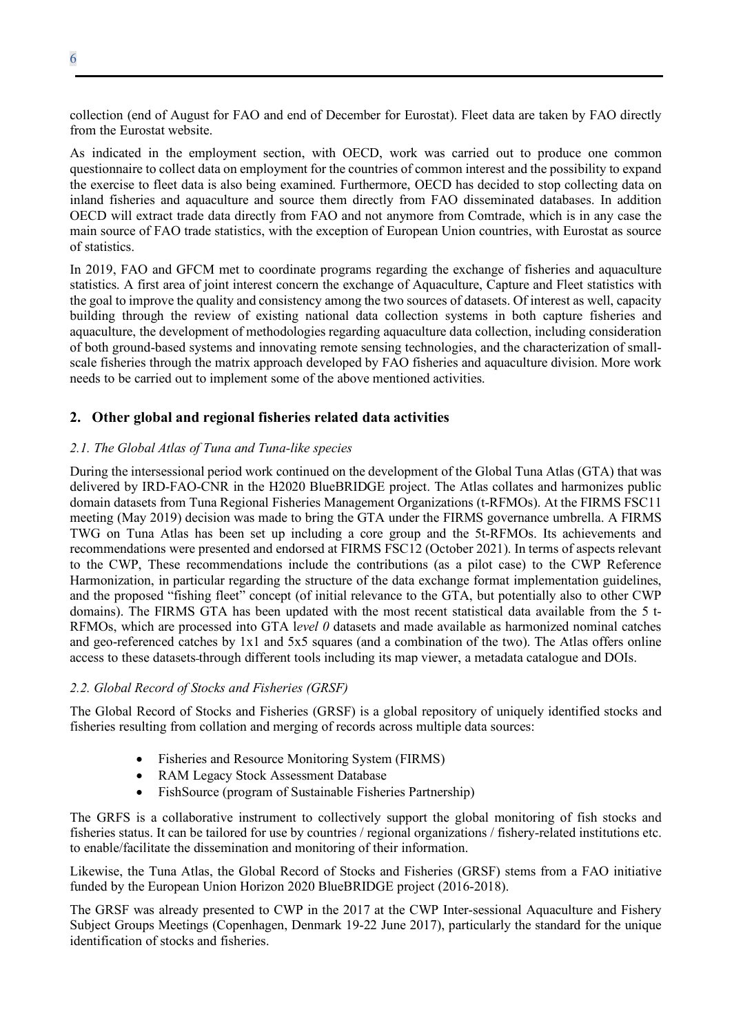collection (end of August for FAO and end of December for Eurostat). Fleet data are taken by FAO directly from the Eurostat website.

As indicated in the employment section, with OECD, work was carried out to produce one common questionnaire to collect data on employment for the countries of common interest and the possibility to expand the exercise to fleet data is also being examined. Furthermore, OECD has decided to stop collecting data on inland fisheries and aquaculture and source them directly from FAO disseminated databases. In addition OECD will extract trade data directly from FAO and not anymore from Comtrade, which is in any case the main source of FAO trade statistics, with the exception of European Union countries, with Eurostat as source of statistics.

In 2019, FAO and GFCM met to coordinate programs regarding the exchange of fisheries and aquaculture statistics. A first area of joint interest concern the exchange of Aquaculture, Capture and Fleet statistics with the goal to improve the quality and consistency among the two sources of datasets. Of interest as well, capacity building through the review of existing national data collection systems in both capture fisheries and aquaculture, the development of methodologies regarding aquaculture data collection, including consideration of both ground-based systems and innovating remote sensing technologies, and the characterization of small-scale fisheries through the matrix approach developed by FAO fisheries and aquaculture division. More work needs to be carried out to implement some of the above mentioned activities.

## 2. Other global and regional fisheries related data activities

### *2.1. The Global Atlas of Tuna and Tuna-like species*

During the intersessional period work continued on the development of the Global Tuna Atlas (GTA) that was delivered by IRD-FAO-CNR in the H2020 BlueBRIDGE project. The Atlas collates and harmonizes public domain datasets from Tuna Regional Fisheries Management Organizations (t-RFMOs). At the FIRMS FSC11 meeting (May 2019) decision was made to bring the GTA under the FIRMS governance umbrella. A FIRMS TWG on Tuna Atlas has been set up including a core group and the 5t-RFMOs. Its achievements and recommendations were presented and endorsed at FIRMS FSC12 (October 2021). In terms of aspects relevant to the CWP, These recommendations include the contributions (as a pilot case) to the CWP Reference Harmonization, in particular regarding the structure of the data exchange format implementation guidelines, and the proposed "fishing fleet" concept (of initial relevance to the GTA, but potentially also to other CWP domains). The FIRMS GTA has been updated with the most recent statistical data available from the 5 t-RFMOs, which are processed into GTA l*evel 0* datasets and made available as harmonized nominal catches and geo-referenced catches by 1x1 and 5x5 squares (and a combination of the two). The Atlas offers online access to these datasets through different tools including its map viewer, a metadata catalogue and DOIs.

### *2.2. Global Record of Stocks and Fisheries (GRSF)*

The Global Record of Stocks and Fisheries (GRSF) is a global repository of uniquely identified stocks and fisheries resulting from collation and merging of records across multiple data sources:

- Fisheries and Resource Monitoring System (FIRMS)
- RAM Legacy Stock Assessment Database
- FishSource (program of Sustainable Fisheries Partnership)

The GRFS is a collaborative instrument to collectively support the global monitoring of fish stocks and fisheries status. It can be tailored for use by countries / regional organizations / fishery-related institutions etc. to enable/facilitate the dissemination and monitoring of their information.

Likewise, the Tuna Atlas, the Global Record of Stocks and Fisheries (GRSF) stems from a FAO initiative funded by the European Union Horizon 2020 BlueBRIDGE project (2016-2018).

The GRSF was already presented to CWP in the 2017 at the CWP Inter-sessional Aquaculture and Fishery Subject Groups Meetings (Copenhagen, Denmark 19-22 June 2017), particularly the standard for the unique identification of stocks and fisheries.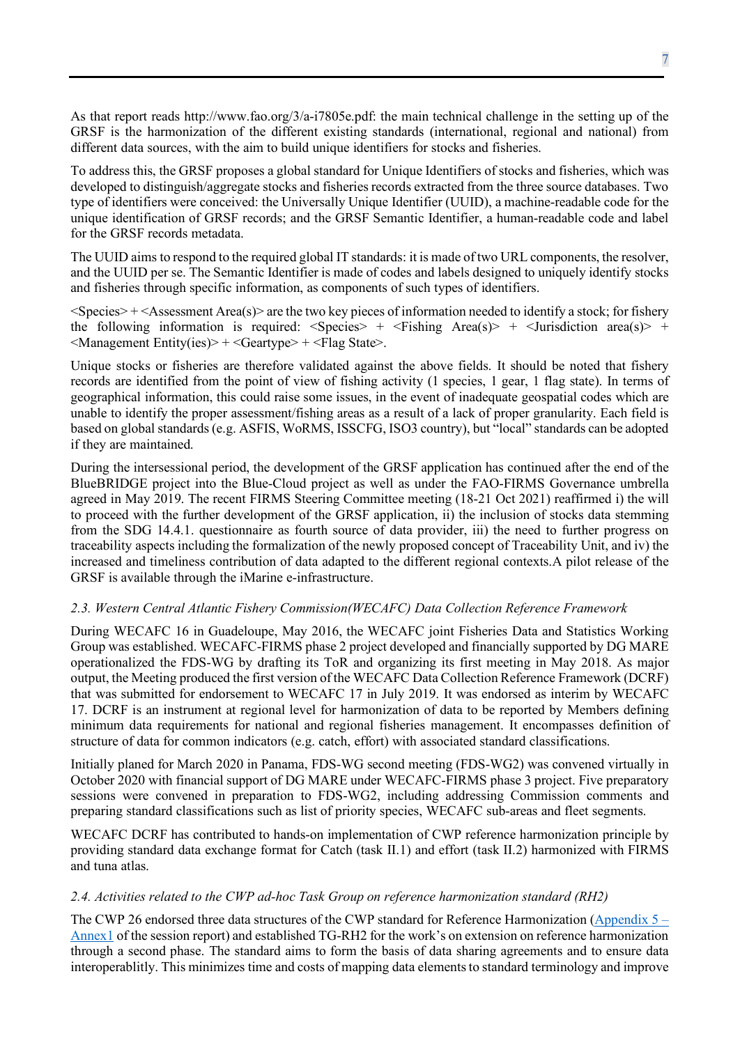As that report reads http://www.fao.org/3/a-i7805e.pdf: the main technical challenge in the setting up of the GRSF is the harmonization of the different existing standards (international, regional and national) from different data sources, with the aim to build unique identifiers for stocks and fisheries.

To address this, the GRSF proposes a global standard for Unique Identifiers of stocks and fisheries, which was developed to distinguish/aggregate stocks and fisheries records extracted from the three source databases. Two type of identifiers were conceived: the Universally Unique Identifier (UUID), a machine-readable code for the unique identification of GRSF records; and the GRSF Semantic Identifier, a human-readable code and label for the GRSF records metadata.

The UUID aims to respond to the required global IT standards: it is made of two URL components, the resolver, and the UUID per se. The Semantic Identifier is made of codes and labels designed to uniquely identify stocks and fisheries through specific information, as components of such types of identifiers.

<Species> + <Assessment Area(s)> are the two key pieces of information needed to identify a stock; for fishery the following information is required: <Species> + <Fishing Area(s)> + <Jurisdiction area(s)> + <Management Entity(ies)> + <Geartype> + <Flag State>.

Unique stocks or fisheries are therefore validated against the above fields. It should be noted that fishery records are identified from the point of view of fishing activity (1 species, 1 gear, 1 flag state). In terms of geographical information, this could raise some issues, in the event of inadequate geospatial codes which are unable to identify the proper assessment/fishing areas as a result of a lack of proper granularity. Each field is based on global standards (e.g. ASFIS, WoRMS, ISSCFG, ISO3 country), but "local" standards can be adopted if they are maintained.

During the intersessional period, the development of the GRSF application has continued after the end of the BlueBRIDGE project into the Blue-Cloud project as well as under the FAO-FIRMS Governance umbrella agreed in May 2019. The recent FIRMS Steering Committee meeting (18-21 Oct 2021) reaffirmed i) the will to proceed with the further development of the GRSF application, ii) the inclusion of stocks data stemming from the SDG 14.4.1. questionnaire as fourth source of data provider, iii) the need to further progress on traceability aspects including the formalization of the newly proposed concept of Traceability Unit, and iv) the increased and timeliness contribution of data adapted to the different regional contexts.A pilot release of the GRSF is available through the iMarine e-infrastructure.

### *2.3. Western Central Atlantic Fishery Commission(WECAFC) Data Collection Reference Framework*

During WECAFC 16 in Guadeloupe, May 2016, the WECAFC joint Fisheries Data and Statistics Working Group was established. WECAFC-FIRMS phase 2 project developed and financially supported by DG MARE operationalized the FDS-WG by drafting its ToR and organizing its first meeting in May 2018. As major output, the Meeting produced the first version of the WECAFC Data Collection Reference Framework (DCRF) that was submitted for endorsement to WECAFC 17 in July 2019. It was endorsed as interim by WECAFC 17. DCRF is an instrument at regional level for harmonization of data to be reported by Members defining minimum data requirements for national and regional fisheries management. It encompasses definition of structure of data for common indicators (e.g. catch, effort) with associated standard classifications.

Initially planed for March 2020 in Panama, FDS-WG second meeting (FDS-WG2) was convened virtually in October 2020 with financial support of DG MARE under WECAFC-FIRMS phase 3 project. Five preparatory sessions were convened in preparation to FDS-WG2, including addressing Commission comments and preparing standard classifications such as list of priority species, WECAFC sub-areas and fleet segments.

WECAFC DCRF has contributed to hands-on implementation of CWP reference harmonization principle by providing standard data exchange format for Catch (task II.1) and effort (task II.2) harmonized with FIRMS and tuna atlas.

### *2.4. Activities related to the CWP ad-hoc Task Group on reference harmonization standard (RH2)*

The CWP 26 endorsed three data structures of the CWP standard for Reference Harmonization (Appendix 5 – Annex1 of the session report) and established TG-RH2 for the work's on extension on reference harmonization through a second phase. The standard aims to form the basis of data sharing agreements and to ensure data interoperablitly. This minimizes time and costs of mapping data elements to standard terminology and improve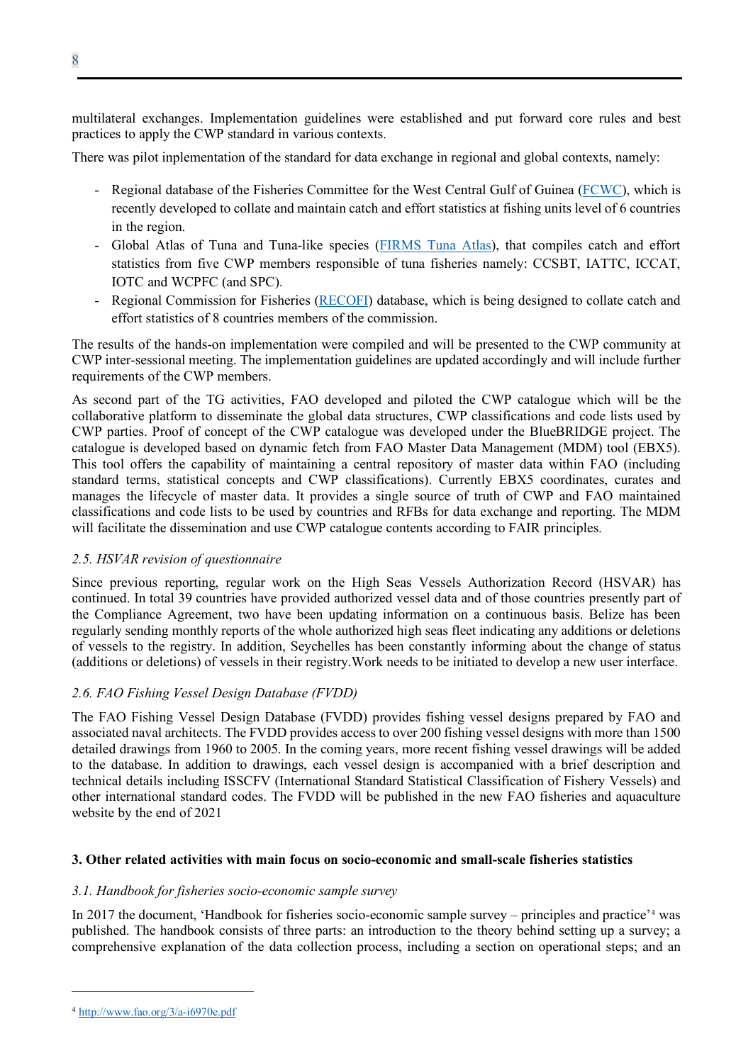multilateral exchanges. Implementation guidelines were established and put forward core rules and best practices to apply the CWP standard in various contexts.

There was pilot inplementation of the standard for data exchange in regional and global contexts, namely:

- Regional database of the Fisheries Committee for the West Central Gulf of Guinea (FCWC), which is recently developed to collate and maintain catch and effort statistics at fishing units level of 6 countries in the region.
- Global Atlas of Tuna and Tuna-like species (FIRMS Tuna Atlas), that compiles catch and effort statistics from five CWP members responsible of tuna fisheries namely: CCSBT, IATTC, ICCAT, IOTC and WCPFC (and SPC).
- Regional Commission for Fisheries (RECOFI) database, which is being designed to collate catch and effort statistics of 8 countries members of the commission.

The results of the hands-on implementation were compiled and will be presented to the CWP community at CWP inter-sessional meeting. The implementation guidelines are updated accordingly and will include further requirements of the CWP members.

As second part of the TG activities, FAO developed and piloted the CWP catalogue which will be the collaborative platform to disseminate the global data structures, CWP classifications and code lists used by CWP parties. Proof of concept of the CWP catalogue was developed under the BlueBRIDGE project. The catalogue is developed based on dynamic fetch from FAO Master Data Management (MDM) tool (EBX5). This tool offers the capability of maintaining a central repository of master data within FAO (including standard terms, statistical concepts and CWP classifications). Currently EBX5 coordinates, curates and manages the lifecycle of master data. It provides a single source of truth of CWP and FAO maintained classifications and code lists to be used by countries and RFBs for data exchange and reporting. The MDM will facilitate the dissemination and use CWP catalogue contents according to FAIR principles.

### *2.5. HSVAR revision of questionnaire*

Since previous reporting, regular work on the High Seas Vessels Authorization Record (HSVAR) has continued. In total 39 countries have provided authorized vessel data and of those countries presently part of the Compliance Agreement, two have been updating information on a continuous basis. Belize has been regularly sending monthly reports of the whole authorized high seas fleet indicating any additions or deletions of vessels to the registry. In addition, Seychelles has been constantly informing about the change of status (additions or deletions) of vessels in their registry.Work needs to be initiated to develop a new user interface.

### *2.6. FAO Fishing Vessel Design Database (FVDD)*

The FAO Fishing Vessel Design Database (FVDD) provides fishing vessel designs prepared by FAO and associated naval architects. The FVDD provides access to over 200 fishing vessel designs with more than 1500 detailed drawings from 1960 to 2005. In the coming years, more recent fishing vessel drawings will be added to the database. In addition to drawings, each vessel design is accompanied with a brief description and technical details including ISSCFV (International Standard Statistical Classification of Fishery Vessels) and other international standard codes. The FVDD will be published in the new FAO fisheries and aquaculture website by the end of 2021

## 3. Other related activities with main focus on socio-economic and small-scale fisheries statistics

### *3.1. Handbook for fisheries socio-economic sample survey*

In 2017 the document, 'Handbook for fisheries socio-economic sample survey – principles and practice'[4] was published. The handbook consists of three parts: an introduction to the theory behind setting up a survey; a comprehensive explanation of the data collection process, including a section on operational steps; and an

[4] http://www.fao.org/3/a-i6970e.pdf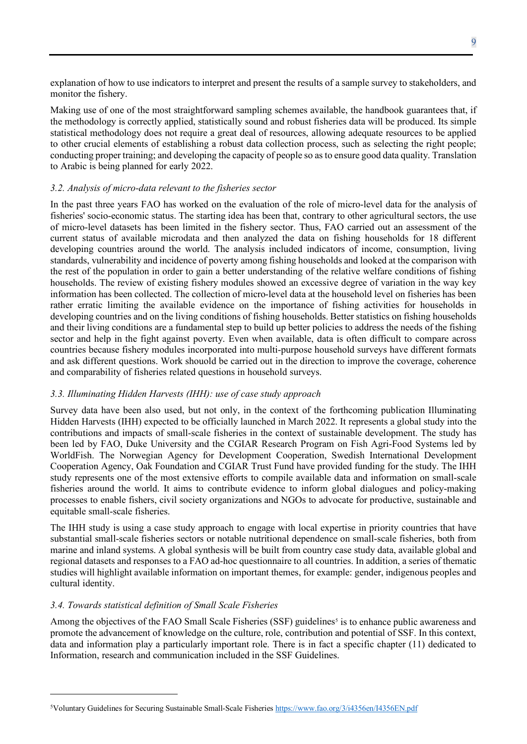explanation of how to use indicators to interpret and present the results of a sample survey to stakeholders, and monitor the fishery.

Making use of one of the most straightforward sampling schemes available, the handbook guarantees that, if the methodology is correctly applied, statistically sound and robust fisheries data will be produced. Its simple statistical methodology does not require a great deal of resources, allowing adequate resources to be applied to other crucial elements of establishing a robust data collection process, such as selecting the right people; conducting proper training; and developing the capacity of people so as to ensure good data quality. Translation to Arabic is being planned for early 2022.

### *3.2. Analysis of micro-data relevant to the fisheries sector*

In the past three years FAO has worked on the evaluation of the role of micro-level data for the analysis of fisheries' socio-economic status. The starting idea has been that, contrary to other agricultural sectors, the use of micro-level datasets has been limited in the fishery sector. Thus, FAO carried out an assessment of the current status of available microdata and then analyzed the data on fishing households for 18 different developing countries around the world. The analysis included indicators of income, consumption, living standards, vulnerability and incidence of poverty among fishing households and looked at the comparison with the rest of the population in order to gain a better understanding of the relative welfare conditions of fishing households. The review of existing fishery modules showed an excessive degree of variation in the way key information has been collected. The collection of micro-level data at the household level on fisheries has been rather erratic limiting the available evidence on the importance of fishing activities for households in developing countries and on the living conditions of fishing households. Better statistics on fishing households and their living conditions are a fundamental step to build up better policies to address the needs of the fishing sector and help in the fight against poverty. Even when available, data is often difficult to compare across countries because fishery modules incorporated into multi-purpose household surveys have different formats and ask different questions. Work shouold be carried out in the direction to improve the coverage, coherence and comparability of fisheries related questions in household surveys.

### *3.3. Illuminating Hidden Harvests (IHH): use of case study approach*

Survey data have been also used, but not only, in the context of the forthcoming publication Illuminating Hidden Harvests (IHH) expected to be officially launched in March 2022. It represents a global study into the contributions and impacts of small-scale fisheries in the context of sustainable development. The study has been led by FAO, Duke University and the CGIAR Research Program on Fish Agri-Food Systems led by WorldFish. The Norwegian Agency for Development Cooperation, Swedish International Development Cooperation Agency, Oak Foundation and CGIAR Trust Fund have provided funding for the study. The IHH study represents one of the most extensive efforts to compile available data and information on small-scale fisheries around the world. It aims to contribute evidence to inform global dialogues and policy-making processes to enable fishers, civil society organizations and NGOs to advocate for productive, sustainable and equitable small-scale fisheries.

The IHH study is using a case study approach to engage with local expertise in priority countries that have substantial small-scale fisheries sectors or notable nutritional dependence on small-scale fisheries, both from marine and inland systems. A global synthesis will be built from country case study data, available global and regional datasets and responses to a FAO ad-hoc questionnaire to all countries. In addition, a series of thematic studies will highlight available information on important themes, for example: gender, indigenous peoples and cultural identity.

### *3.4. Towards statistical definition of Small Scale Fisheries*

Among the objectives of the FAO Small Scale Fisheries (SSF) guidelines[5] is to enhance public awareness and promote the advancement of knowledge on the culture, role, contribution and potential of SSF. In this context, data and information play a particularly important role. There is in fact a specific chapter (11) dedicated to Information, research and communication included in the SSF Guidelines.

---

[5] Voluntary Guidelines for Securing Sustainable Small-Scale Fisheries https://www.fao.org/3/i4356en/I4356EN.pdf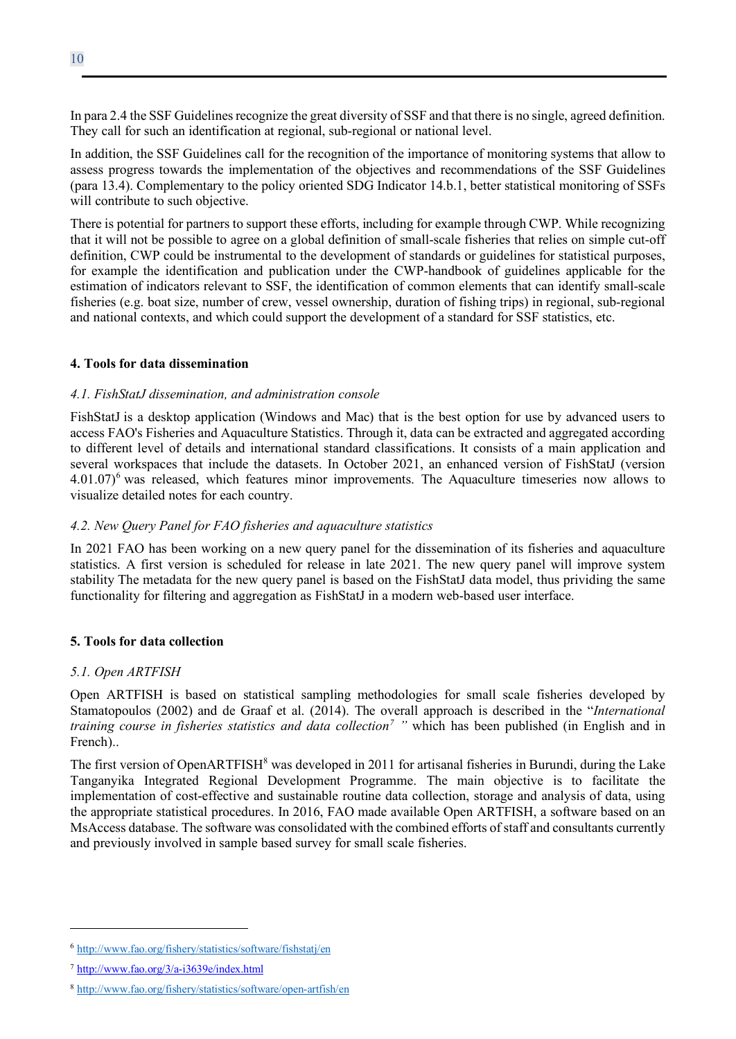In para 2.4 the SSF Guidelines recognize the great diversity of SSF and that there is no single, agreed definition. They call for such an identification at regional, sub-regional or national level.

In addition, the SSF Guidelines call for the recognition of the importance of monitoring systems that allow to assess progress towards the implementation of the objectives and recommendations of the SSF Guidelines (para 13.4). Complementary to the policy oriented SDG Indicator 14.b.1, better statistical monitoring of SSFs will contribute to such objective.

There is potential for partners to support these efforts, including for example through CWP. While recognizing that it will not be possible to agree on a global definition of small-scale fisheries that relies on simple cut-off definition, CWP could be instrumental to the development of standards or guidelines for statistical purposes, for example the identification and publication under the CWP-handbook of guidelines applicable for the estimation of indicators relevant to SSF, the identification of common elements that can identify small-scale fisheries (e.g. boat size, number of crew, vessel ownership, duration of fishing trips) in regional, sub-regional and national contexts, and which could support the development of a standard for SSF statistics, etc.

## 4. Tools for data dissemination

### *4.1. FishStatJ dissemination, and administration console*

FishStatJ is a desktop application (Windows and Mac) that is the best option for use by advanced users to access FAO's Fisheries and Aquaculture Statistics. Through it, data can be extracted and aggregated according to different level of details and international standard classifications. It consists of a main application and several workspaces that include the datasets. In October 2021, an enhanced version of FishStatJ (version 4.01.07)[6] was released, which features minor improvements. The Aquaculture timeseries now allows to visualize detailed notes for each country.

### *4.2. New Query Panel for FAO fisheries and aquaculture statistics*

In 2021 FAO has been working on a new query panel for the dissemination of its fisheries and aquaculture statistics. A first version is scheduled for release in late 2021. The new query panel will improve system stability The metadata for the new query panel is based on the FishStatJ data model, thus prividing the same functionality for filtering and aggregation as FishStatJ in a modern web-based user interface.

## 5. Tools for data collection

### *5.1. Open ARTFISH*

Open ARTFISH is based on statistical sampling methodologies for small scale fisheries developed by Stamatopoulos (2002) and de Graaf et al. (2014). The overall approach is described in the "*International training course in fisheries statistics and data collection*[7] " which has been published (in English and in French)..

The first version of OpenARTFISH[8] was developed in 2011 for artisanal fisheries in Burundi, during the Lake Tanganyika Integrated Regional Development Programme. The main objective is to facilitate the implementation of cost-effective and sustainable routine data collection, storage and analysis of data, using the appropriate statistical procedures. In 2016, FAO made available Open ARTFISH, a software based on an MsAccess database. The software was consolidated with the combined efforts of staff and consultants currently and previously involved in sample based survey for small scale fisheries.

---

[6] http://www.fao.org/fishery/statistics/software/fishstatj/en

[7] http://www.fao.org/3/a-i3639e/index.html

[8] http://www.fao.org/fishery/statistics/software/open-artfish/en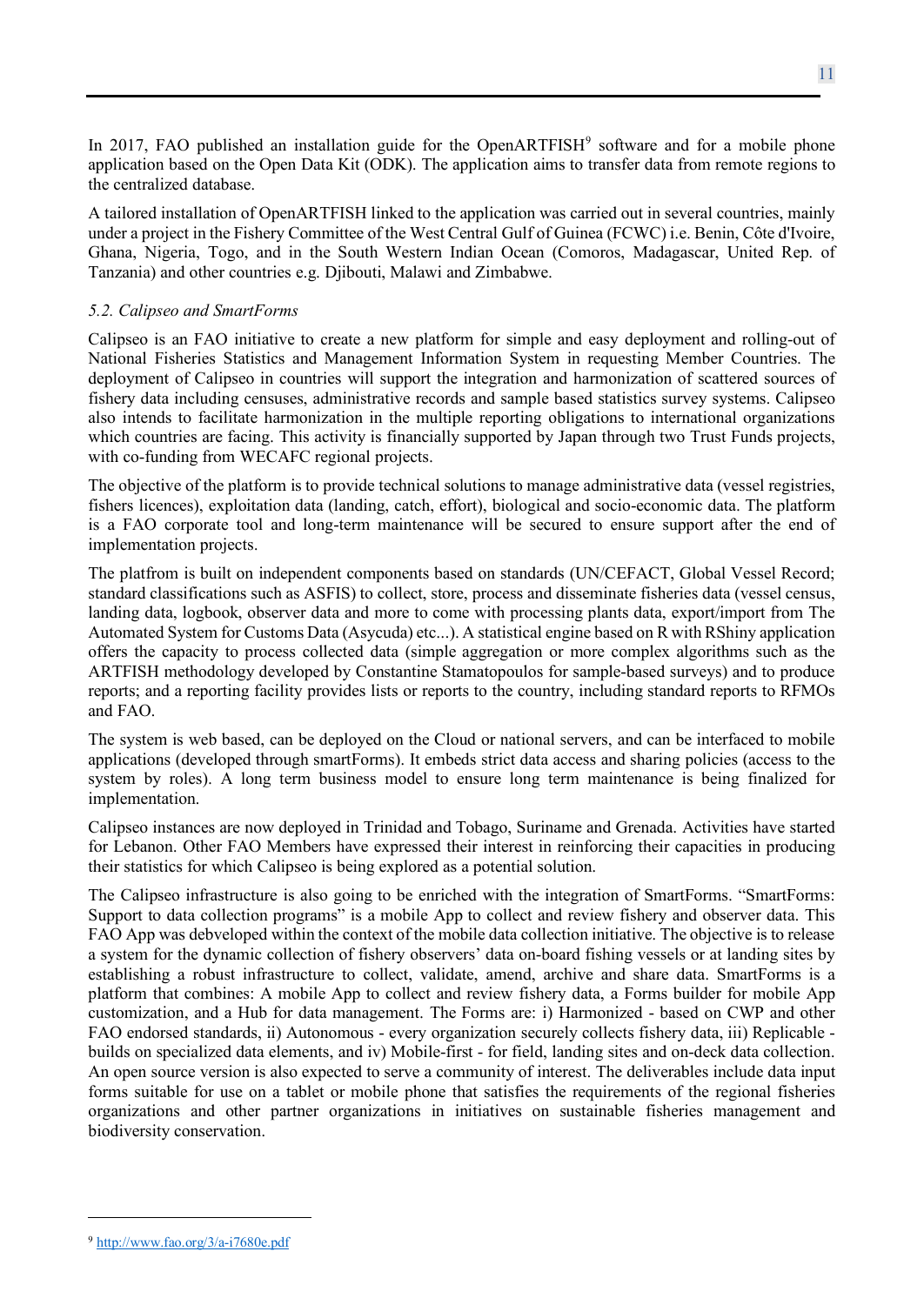In 2017, FAO published an installation guide for the OpenARTFISH[9] software and for a mobile phone application based on the Open Data Kit (ODK). The application aims to transfer data from remote regions to the centralized database.

A tailored installation of OpenARTFISH linked to the application was carried out in several countries, mainly under a project in the Fishery Committee of the West Central Gulf of Guinea (FCWC) i.e. Benin, Côte d'Ivoire, Ghana, Nigeria, Togo, and in the South Western Indian Ocean (Comoros, Madagascar, United Rep. of Tanzania) and other countries e.g. Djibouti, Malawi and Zimbabwe.

### *5.2. Calipseo and SmartForms*

Calipseo is an FAO initiative to create a new platform for simple and easy deployment and rolling-out of National Fisheries Statistics and Management Information System in requesting Member Countries. The deployment of Calipseo in countries will support the integration and harmonization of scattered sources of fishery data including censuses, administrative records and sample based statistics survey systems. Calipseo also intends to facilitate harmonization in the multiple reporting obligations to international organizations which countries are facing. This activity is financially supported by Japan through two Trust Funds projects, with co-funding from WECAFC regional projects.

The objective of the platform is to provide technical solutions to manage administrative data (vessel registries, fishers licences), exploitation data (landing, catch, effort), biological and socio-economic data. The platform is a FAO corporate tool and long-term maintenance will be secured to ensure support after the end of implementation projects.

The platfrom is built on independent components based on standards (UN/CEFACT, Global Vessel Record; standard classifications such as ASFIS) to collect, store, process and disseminate fisheries data (vessel census, landing data, logbook, observer data and more to come with processing plants data, export/import from The Automated System for Customs Data (Asycuda) etc...). A statistical engine based on R with RShiny application offers the capacity to process collected data (simple aggregation or more complex algorithms such as the ARTFISH methodology developed by Constantine Stamatopoulos for sample-based surveys) and to produce reports; and a reporting facility provides lists or reports to the country, including standard reports to RFMOs and FAO.

The system is web based, can be deployed on the Cloud or national servers, and can be interfaced to mobile applications (developed through smartForms). It embeds strict data access and sharing policies (access to the system by roles). A long term business model to ensure long term maintenance is being finalized for implementation.

Calipseo instances are now deployed in Trinidad and Tobago, Suriname and Grenada. Activities have started for Lebanon. Other FAO Members have expressed their interest in reinforcing their capacities in producing their statistics for which Calipseo is being explored as a potential solution.

The Calipseo infrastructure is also going to be enriched with the integration of SmartForms. "SmartForms: Support to data collection programs" is a mobile App to collect and review fishery and observer data. This FAO App was debveloped within the context of the mobile data collection initiative. The objective is to release a system for the dynamic collection of fishery observers' data on-board fishing vessels or at landing sites by establishing a robust infrastructure to collect, validate, amend, archive and share data. SmartForms is a platform that combines: A mobile App to collect and review fishery data, a Forms builder for mobile App customization, and a Hub for data management. The Forms are: i) Harmonized - based on CWP and other FAO endorsed standards, ii) Autonomous - every organization securely collects fishery data, iii) Replicable - builds on specialized data elements, and iv) Mobile-first - for field, landing sites and on-deck data collection. An open source version is also expected to serve a community of interest. The deliverables include data input forms suitable for use on a tablet or mobile phone that satisfies the requirements of the regional fisheries organizations and other partner organizations in initiatives on sustainable fisheries management and biodiversity conservation.

---

[9] http://www.fao.org/3/a-i7680e.pdf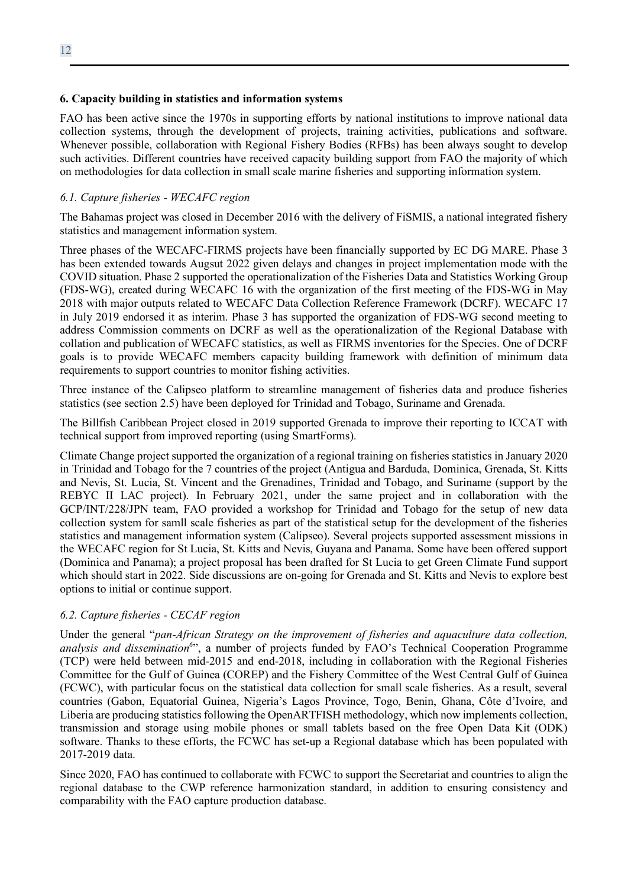## 6. Capacity building in statistics and information systems

FAO has been active since the 1970s in supporting efforts by national institutions to improve national data collection systems, through the development of projects, training activities, publications and software. Whenever possible, collaboration with Regional Fishery Bodies (RFBs) has been always sought to develop such activities. Different countries have received capacity building support from FAO the majority of which on methodologies for data collection in small scale marine fisheries and supporting information system.

### *6.1. Capture fisheries - WECAFC region*

The Bahamas project was closed in December 2016 with the delivery of FiSMIS, a national integrated fishery statistics and management information system.

Three phases of the WECAFC-FIRMS projects have been financially supported by EC DG MARE. Phase 3 has been extended towards Augsut 2022 given delays and changes in project implementation mode with the COVID situation. Phase 2 supported the operationalization of the Fisheries Data and Statistics Working Group (FDS-WG), created during WECAFC 16 with the organization of the first meeting of the FDS-WG in May 2018 with major outputs related to WECAFC Data Collection Reference Framework (DCRF). WECAFC 17 in July 2019 endorsed it as interim. Phase 3 has supported the organization of FDS-WG second meeting to address Commission comments on DCRF as well as the operationalization of the Regional Database with collation and publication of WECAFC statistics, as well as FIRMS inventories for the Species. One of DCRF goals is to provide WECAFC members capacity building framework with definition of minimum data requirements to support countries to monitor fishing activities.

Three instance of the Calipseo platform to streamline management of fisheries data and produce fisheries statistics (see section 2.5) have been deployed for Trinidad and Tobago, Suriname and Grenada.

The Billfish Caribbean Project closed in 2019 supported Grenada to improve their reporting to ICCAT with technical support from improved reporting (using SmartForms).

Climate Change project supported the organization of a regional training on fisheries statistics in January 2020 in Trinidad and Tobago for the 7 countries of the project (Antigua and Barduda, Dominica, Grenada, St. Kitts and Nevis, St. Lucia, St. Vincent and the Grenadines, Trinidad and Tobago, and Suriname (support by the REBYC II LAC project). In February 2021, under the same project and in collaboration with the GCP/INT/228/JPN team, FAO provided a workshop for Trinidad and Tobago for the setup of new data collection system for samll scale fisheries as part of the statistical setup for the development of the fisheries statistics and management information system (Calipseo). Several projects supported assessment missions in the WECAFC region for St Lucia, St. Kitts and Nevis, Guyana and Panama. Some have been offered support (Dominica and Panama); a project proposal has been drafted for St Lucia to get Green Climate Fund support which should start in 2022. Side discussions are on-going for Grenada and St. Kitts and Nevis to explore best options to initial or continue support.

### *6.2. Capture fisheries - CECAF region*

Under the general "*pan-African Strategy on the improvement of fisheries and aquaculture data collection, analysis and dissemination*[6]", a number of projects funded by FAO's Technical Cooperation Programme (TCP) were held between mid-2015 and end-2018, including in collaboration with the Regional Fisheries Committee for the Gulf of Guinea (COREP) and the Fishery Committee of the West Central Gulf of Guinea (FCWC), with particular focus on the statistical data collection for small scale fisheries. As a result, several countries (Gabon, Equatorial Guinea, Nigeria's Lagos Province, Togo, Benin, Ghana, Côte d'Ivoire, and Liberia are producing statistics following the OpenARTFISH methodology, which now implements collection, transmission and storage using mobile phones or small tablets based on the free Open Data Kit (ODK) software. Thanks to these efforts, the FCWC has set-up a Regional database which has been populated with 2017-2019 data.

Since 2020, FAO has continued to collaborate with FCWC to support the Secretariat and countries to align the regional database to the CWP reference harmonization standard, in addition to ensuring consistency and comparability with the FAO capture production database.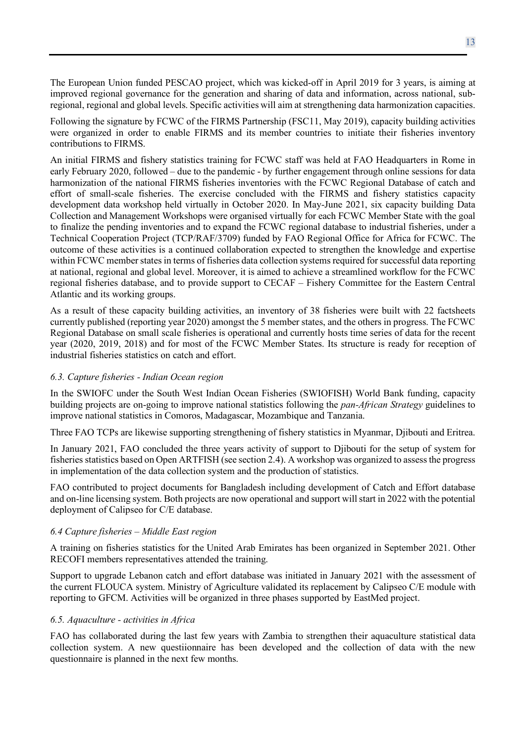The European Union funded PESCAO project, which was kicked-off in April 2019 for 3 years, is aiming at improved regional governance for the generation and sharing of data and information, across national, sub-regional, regional and global levels. Specific activities will aim at strengthening data harmonization capacities.

Following the signature by FCWC of the FIRMS Partnership (FSC11, May 2019), capacity building activities were organized in order to enable FIRMS and its member countries to initiate their fisheries inventory contributions to FIRMS.

An initial FIRMS and fishery statistics training for FCWC staff was held at FAO Headquarters in Rome in early February 2020, followed – due to the pandemic - by further engagement through online sessions for data harmonization of the national FIRMS fisheries inventories with the FCWC Regional Database of catch and effort of small-scale fisheries. The exercise concluded with the FIRMS and fishery statistics capacity development data workshop held virtually in October 2020. In May-June 2021, six capacity building Data Collection and Management Workshops were organised virtually for each FCWC Member State with the goal to finalize the pending inventories and to expand the FCWC regional database to industrial fisheries, under a Technical Cooperation Project (TCP/RAF/3709) funded by FAO Regional Office for Africa for FCWC. The outcome of these activities is a continued collaboration expected to strengthen the knowledge and expertise within FCWC member states in terms of fisheries data collection systems required for successful data reporting at national, regional and global level. Moreover, it is aimed to achieve a streamlined workflow for the FCWC regional fisheries database, and to provide support to CECAF – Fishery Committee for the Eastern Central Atlantic and its working groups.

As a result of these capacity building activities, an inventory of 38 fisheries were built with 22 factsheets currently published (reporting year 2020) amongst the 5 member states, and the others in progress. The FCWC Regional Database on small scale fisheries is operational and currently hosts time series of data for the recent year (2020, 2019, 2018) and for most of the FCWC Member States. Its structure is ready for reception of industrial fisheries statistics on catch and effort.

### *6.3. Capture fisheries - Indian Ocean region*

In the SWIOFC under the South West Indian Ocean Fisheries (SWIOFISH) World Bank funding, capacity building projects are on-going to improve national statistics following the *pan-African Strategy* guidelines to improve national statistics in Comoros, Madagascar, Mozambique and Tanzania.

Three FAO TCPs are likewise supporting strengthening of fishery statistics in Myanmar, Djibouti and Eritrea.

In January 2021, FAO concluded the three years activity of support to Djibouti for the setup of system for fisheries statistics based on Open ARTFISH (see section 2.4). A workshop was organized to assess the progress in implementation of the data collection system and the production of statistics.

FAO contributed to project documents for Bangladesh including development of Catch and Effort database and on-line licensing system. Both projects are now operational and support will start in 2022 with the potential deployment of Calipseo for C/E database.

### *6.4 Capture fisheries – Middle East region*

A training on fisheries statistics for the United Arab Emirates has been organized in September 2021. Other RECOFI members representatives attended the training.

Support to upgrade Lebanon catch and effort database was initiated in January 2021 with the assessment of the current FLOUCA system. Ministry of Agriculture validated its replacement by Calipseo C/E module with reporting to GFCM. Activities will be organized in three phases supported by EastMed project.

### *6.5. Aquaculture - activities in Africa*

FAO has collaborated during the last few years with Zambia to strengthen their aquaculture statistical data collection system. A new questiionnaire has been developed and the collection of data with the new questionnaire is planned in the next few months.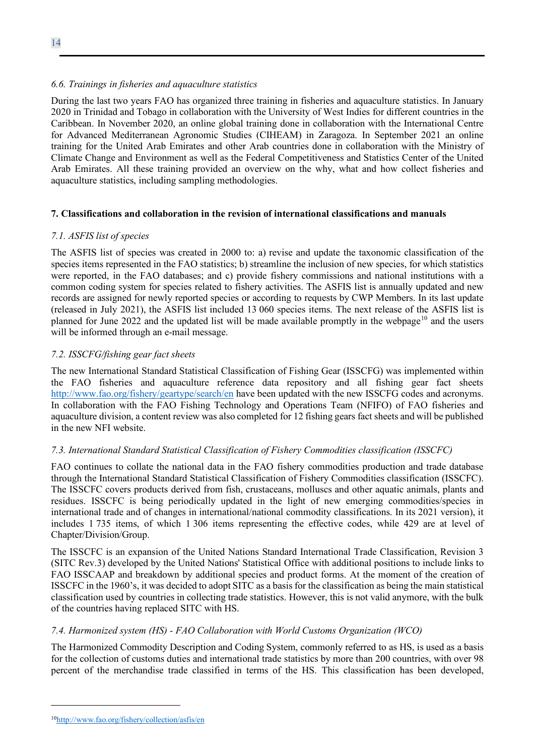### *6.6. Trainings in fisheries and aquaculture statistics*

During the last two years FAO has organized three training in fisheries and aquaculture statistics. In January 2020 in Trinidad and Tobago in collaboration with the University of West Indies for different countries in the Caribbean. In November 2020, an online global training done in collaboration with the International Centre for Advanced Mediterranean Agronomic Studies (CIHEAM) in Zaragoza. In September 2021 an online training for the United Arab Emirates and other Arab countries done in collaboration with the Ministry of Climate Change and Environment as well as the Federal Competitiveness and Statistics Center of the United Arab Emirates. All these training provided an overview on the why, what and how collect fisheries and aquaculture statistics, including sampling methodologies.

## **7. Classifications and collaboration in the revision of international classifications and manuals**

### *7.1. ASFIS list of species*

The ASFIS list of species was created in 2000 to: a) revise and update the taxonomic classification of the species items represented in the FAO statistics; b) streamline the inclusion of new species, for which statistics were reported, in the FAO databases; and c) provide fishery commissions and national institutions with a common coding system for species related to fishery activities. The ASFIS list is annually updated and new records are assigned for newly reported species or according to requests by CWP Members. In its last update (released in July 2021), the ASFIS list included 13 060 species items. The next release of the ASFIS list is planned for June 2022 and the updated list will be made available promptly in the webpage[10] and the users will be informed through an e-mail message.

### *7.2. ISSCFG/fishing gear fact sheets*

The new International Standard Statistical Classification of Fishing Gear (ISSCFG) was implemented within the FAO fisheries and aquaculture reference data repository and all fishing gear fact sheets http://www.fao.org/fishery/geartype/search/en have been updated with the new ISSCFG codes and acronyms. In collaboration with the FAO Fishing Technology and Operations Team (NFIFO) of FAO fisheries and aquaculture division, a content review was also completed for 12 fishing gears fact sheets and will be published in the new NFI website.

### *7.3. International Standard Statistical Classification of Fishery Commodities classification (ISSCFC)*

FAO continues to collate the national data in the FAO fishery commodities production and trade database through the International Standard Statistical Classification of Fishery Commodities classification (ISSCFC). The ISSCFC covers products derived from fish, crustaceans, molluscs and other aquatic animals, plants and residues. ISSCFC is being periodically updated in the light of new emerging commodities/species in international trade and of changes in international/national commodity classifications. In its 2021 version), it includes 1 735 items, of which 1 306 items representing the effective codes, while 429 are at level of Chapter/Division/Group.

The ISSCFC is an expansion of the United Nations Standard International Trade Classification, Revision 3 (SITC Rev.3) developed by the United Nations' Statistical Office with additional positions to include links to FAO ISSCAAP and breakdown by additional species and product forms. At the moment of the creation of ISSCFC in the 1960's, it was decided to adopt SITC as a basis for the classification as being the main statistical classification used by countries in collecting trade statistics. However, this is not valid anymore, with the bulk of the countries having replaced SITC with HS.

### *7.4. Harmonized system (HS) - FAO Collaboration with World Customs Organization (WCO)*

The Harmonized Commodity Description and Coding System, commonly referred to as HS, is used as a basis for the collection of customs duties and international trade statistics by more than 200 countries, with over 98 percent of the merchandise trade classified in terms of the HS. This classification has been developed,

---

[10] http://www.fao.org/fishery/collection/asfis/en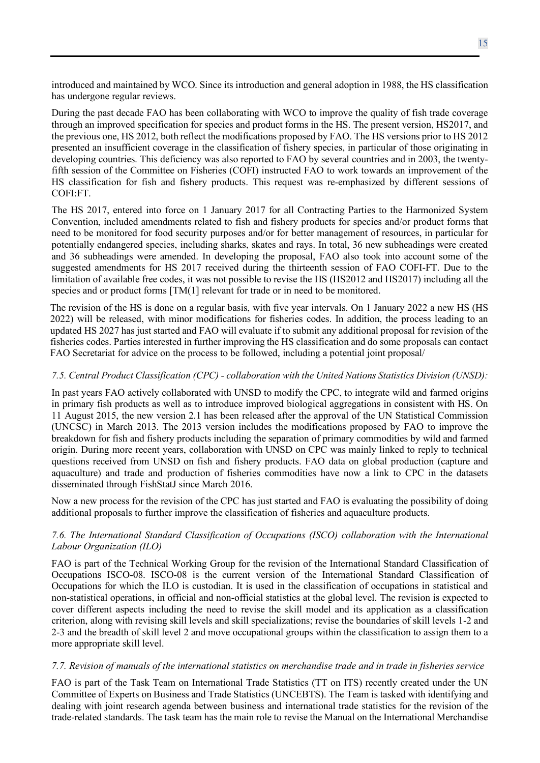introduced and maintained by WCO. Since its introduction and general adoption in 1988, the HS classification has undergone regular reviews.

During the past decade FAO has been collaborating with WCO to improve the quality of fish trade coverage through an improved specification for species and product forms in the HS. The present version, HS2017, and the previous one, HS 2012, both reflect the modifications proposed by FAO. The HS versions prior to HS 2012 presented an insufficient coverage in the classification of fishery species, in particular of those originating in developing countries. This deficiency was also reported to FAO by several countries and in 2003, the twenty-fifth session of the Committee on Fisheries (COFI) instructed FAO to work towards an improvement of the HS classification for fish and fishery products. This request was re-emphasized by different sessions of COFI:FT.

The HS 2017, entered into force on 1 January 2017 for all Contracting Parties to the Harmonized System Convention, included amendments related to fish and fishery products for species and/or product forms that need to be monitored for food security purposes and/or for better management of resources, in particular for potentially endangered species, including sharks, skates and rays. In total, 36 new subheadings were created and 36 subheadings were amended. In developing the proposal, FAO also took into account some of the suggested amendments for HS 2017 received during the thirteenth session of FAO COFI-FT. Due to the limitation of available free codes, it was not possible to revise the HS (HS2012 and HS2017) including all the species and or product forms [TM(1] relevant for trade or in need to be monitored.

The revision of the HS is done on a regular basis, with five year intervals. On 1 January 2022 a new HS (HS 2022) will be released, with minor modifications for fisheries codes. In addition, the process leading to an updated HS 2027 has just started and FAO will evaluate if to submit any additional proposal for revision of the fisheries codes. Parties interested in further improving the HS classification and do some proposals can contact FAO Secretariat for advice on the process to be followed, including a potential joint proposal/

*7.5. Central Product Classification (CPC) - collaboration with the United Nations Statistics Division (UNSD):*

In past years FAO actively collaborated with UNSD to modify the CPC, to integrate wild and farmed origins in primary fish products as well as to introduce improved biological aggregations in consistent with HS. On 11 August 2015, the new version 2.1 has been released after the approval of the UN Statistical Commission (UNCSC) in March 2013. The 2013 version includes the modifications proposed by FAO to improve the breakdown for fish and fishery products including the separation of primary commodities by wild and farmed origin. During more recent years, collaboration with UNSD on CPC was mainly linked to reply to technical questions received from UNSD on fish and fishery products. FAO data on global production (capture and aquaculture) and trade and production of fisheries commodities have now a link to CPC in the datasets disseminated through FishStatJ since March 2016.

Now a new process for the revision of the CPC has just started and FAO is evaluating the possibility of doing additional proposals to further improve the classification of fisheries and aquaculture products.

*7.6. The International Standard Classification of Occupations (ISCO) collaboration with the International Labour Organization (ILO)*

FAO is part of the Technical Working Group for the revision of the International Standard Classification of Occupations ISCO-08. ISCO-08 is the current version of the International Standard Classification of Occupations for which the ILO is custodian. It is used in the classification of occupations in statistical and non-statistical operations, in official and non-official statistics at the global level. The revision is expected to cover different aspects including the need to revise the skill model and its application as a classification criterion, along with revising skill levels and skill specializations; revise the boundaries of skill levels 1-2 and 2-3 and the breadth of skill level 2 and move occupational groups within the classification to assign them to a more appropriate skill level.

*7.7. Revision of manuals of the international statistics on merchandise trade and in trade in fisheries service*

FAO is part of the Task Team on International Trade Statistics (TT on ITS) recently created under the UN Committee of Experts on Business and Trade Statistics (UNCEBTS). The Team is tasked with identifying and dealing with joint research agenda between business and international trade statistics for the revision of the trade-related standards. The task team has the main role to revise the Manual on the International Merchandise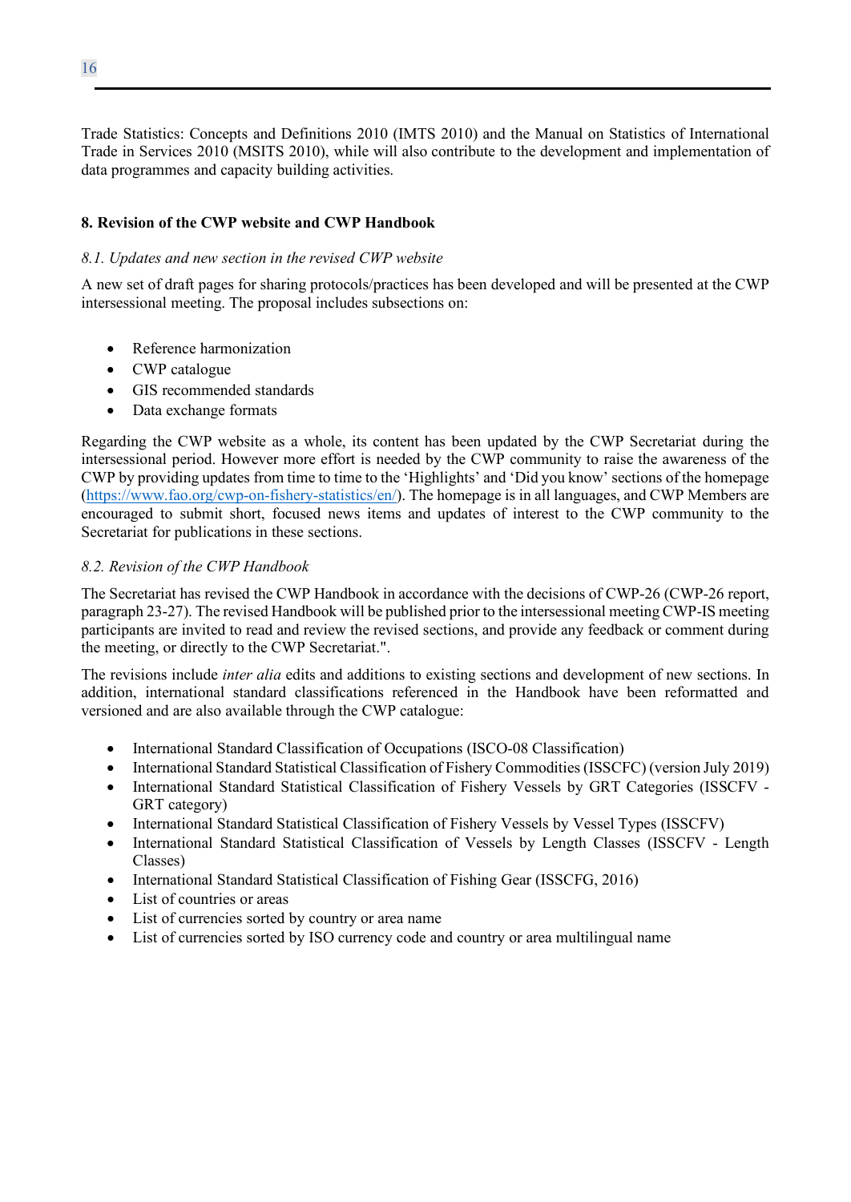Trade Statistics: Concepts and Definitions 2010 (IMTS 2010) and the Manual on Statistics of International Trade in Services 2010 (MSITS 2010), while will also contribute to the development and implementation of data programmes and capacity building activities.

**8. Revision of the CWP website and CWP Handbook**

*8.1. Updates and new section in the revised CWP website*

A new set of draft pages for sharing protocols/practices has been developed and will be presented at the CWP intersessional meeting. The proposal includes subsections on:

- Reference harmonization
- CWP catalogue
- GIS recommended standards
- Data exchange formats

Regarding the CWP website as a whole, its content has been updated by the CWP Secretariat during the intersessional period. However more effort is needed by the CWP community to raise the awareness of the CWP by providing updates from time to time to the 'Highlights' and 'Did you know' sections of the homepage (https://www.fao.org/cwp-on-fishery-statistics/en/). The homepage is in all languages, and CWP Members are encouraged to submit short, focused news items and updates of interest to the CWP community to the Secretariat for publications in these sections.

*8.2. Revision of the CWP Handbook*

The Secretariat has revised the CWP Handbook in accordance with the decisions of CWP-26 (CWP-26 report, paragraph 23-27). The revised Handbook will be published prior to the intersessional meeting CWP-IS meeting participants are invited to read and review the revised sections, and provide any feedback or comment during the meeting, or directly to the CWP Secretariat.".

The revisions include *inter alia* edits and additions to existing sections and development of new sections. In addition, international standard classifications referenced in the Handbook have been reformatted and versioned and are also available through the CWP catalogue:

- International Standard Classification of Occupations (ISCO-08 Classification)
- International Standard Statistical Classification of Fishery Commodities (ISSCFC) (version July 2019)
- International Standard Statistical Classification of Fishery Vessels by GRT Categories (ISSCFV - GRT category)
- International Standard Statistical Classification of Fishery Vessels by Vessel Types (ISSCFV)
- International Standard Statistical Classification of Vessels by Length Classes (ISSCFV - Length Classes)
- International Standard Statistical Classification of Fishing Gear (ISSCFG, 2016)
- List of countries or areas
- List of currencies sorted by country or area name
- List of currencies sorted by ISO currency code and country or area multilingual name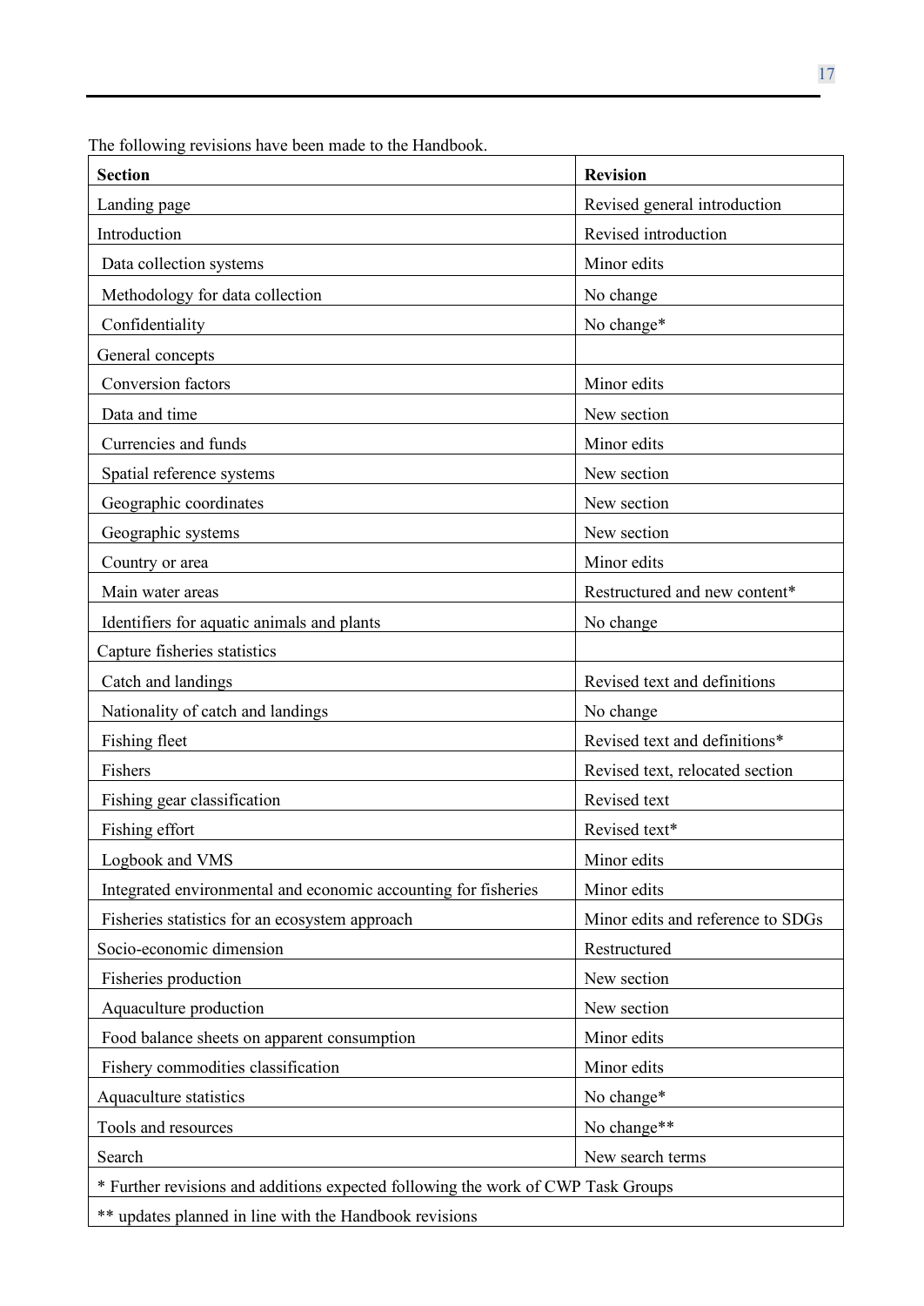The following revisions have been made to the Handbook.

| Section | Revision |
|---|---|
| Landing page | Revised general introduction |
| Introduction | Revised introduction |
| Data collection systems | Minor edits |
| Methodology for data collection | No change |
| Confidentiality | No change* |
| General concepts | |
| Conversion factors | Minor edits |
| Data and time | New section |
| Currencies and funds | Minor edits |
| Spatial reference systems | New section |
| Geographic coordinates | New section |
| Geographic systems | New section |
| Country or area | Minor edits |
| Main water areas | Restructured and new content* |
| Identifiers for aquatic animals and plants | No change |
| Capture fisheries statistics | |
| Catch and landings | Revised text and definitions |
| Nationality of catch and landings | No change |
| Fishing fleet | Revised text and definitions* |
| Fishers | Revised text, relocated section |
| Fishing gear classification | Revised text |
| Fishing effort | Revised text* |
| Logbook and VMS | Minor edits |
| Integrated environmental and economic accounting for fisheries | Minor edits |
| Fisheries statistics for an ecosystem approach | Minor edits and reference to SDGs |
| Socio-economic dimension | Restructured |
| Fisheries production | New section |
| Aquaculture production | New section |
| Food balance sheets on apparent consumption | Minor edits |
| Fishery commodities classification | Minor edits |
| Aquaculture statistics | No change* |
| Tools and resources | No change** |
| Search | New search terms |
| * Further revisions and additions expected following the work of CWP Task Groups | |
| ** updates planned in line with the Handbook revisions | |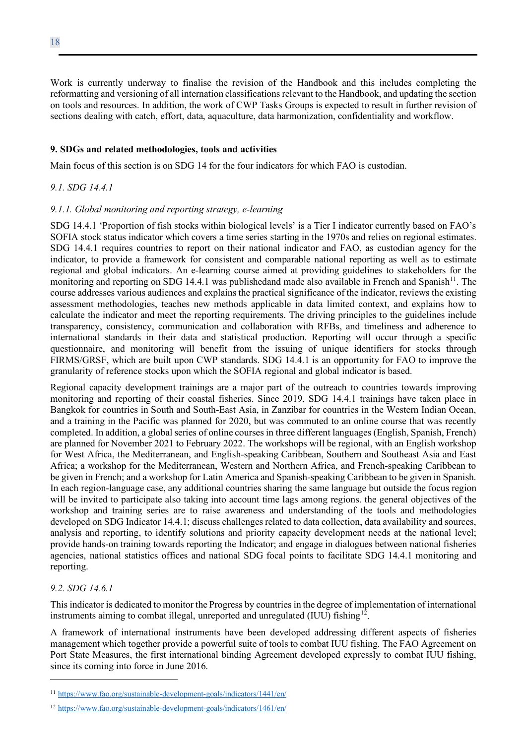Work is currently underway to finalise the revision of the Handbook and this includes completing the reformatting and versioning of all internation classifications relevant to the Handbook, and updating the section on tools and resources. In addition, the work of CWP Tasks Groups is expected to result in further revision of sections dealing with catch, effort, data, aquaculture, data harmonization, confidentiality and workflow.

## 9. SDGs and related methodologies, tools and activities

Main focus of this section is on SDG 14 for the four indicators for which FAO is custodian.

### *9.1. SDG 14.4.1*

#### *9.1.1. Global monitoring and reporting strategy, e-learning*

SDG 14.4.1 'Proportion of fish stocks within biological levels' is a Tier I indicator currently based on FAO's SOFIA stock status indicator which covers a time series starting in the 1970s and relies on regional estimates. SDG 14.4.1 requires countries to report on their national indicator and FAO, as custodian agency for the indicator, to provide a framework for consistent and comparable national reporting as well as to estimate regional and global indicators. An e-learning course aimed at providing guidelines to stakeholders for the monitoring and reporting on SDG 14.4.1 was publishedand made also available in French and Spanish[11]. The course addresses various audiences and explains the practical significance of the indicator, reviews the existing assessment methodologies, teaches new methods applicable in data limited context, and explains how to calculate the indicator and meet the reporting requirements. The driving principles to the guidelines include transparency, consistency, communication and collaboration with RFBs, and timeliness and adherence to international standards in their data and statistical production. Reporting will occur through a specific questionnaire, and monitoring will benefit from the issuing of unique identifiers for stocks through FIRMS/GRSF, which are built upon CWP standards. SDG 14.4.1 is an opportunity for FAO to improve the granularity of reference stocks upon which the SOFIA regional and global indicator is based.

Regional capacity development trainings are a major part of the outreach to countries towards improving monitoring and reporting of their coastal fisheries. Since 2019, SDG 14.4.1 trainings have taken place in Bangkok for countries in South and South-East Asia, in Zanzibar for countries in the Western Indian Ocean, and a training in the Pacific was planned for 2020, but was commuted to an online course that was recently completed. In addition, a global series of online courses in three different languages (English, Spanish, French) are planned for November 2021 to February 2022. The workshops will be regional, with an English workshop for West Africa, the Mediterranean, and English-speaking Caribbean, Southern and Southeast Asia and East Africa; a workshop for the Mediterranean, Western and Northern Africa, and French-speaking Caribbean to be given in French; and a workshop for Latin America and Spanish-speaking Caribbean to be given in Spanish. In each region-language case, any additional countries sharing the same language but outside the focus region will be invited to participate also taking into account time lags among regions. the general objectives of the workshop and training series are to raise awareness and understanding of the tools and methodologies developed on SDG Indicator 14.4.1; discuss challenges related to data collection, data availability and sources, analysis and reporting, to identify solutions and priority capacity development needs at the national level; provide hands-on training towards reporting the Indicator; and engage in dialogues between national fisheries agencies, national statistics offices and national SDG focal points to facilitate SDG 14.4.1 monitoring and reporting.

### *9.2. SDG 14.6.1*

This indicator is dedicated to monitor the Progress by countries in the degree of implementation of international instruments aiming to combat illegal, unreported and unregulated (IUU) fishing[12].

A framework of international instruments have been developed addressing different aspects of fisheries management which together provide a powerful suite of tools to combat IUU fishing. The FAO Agreement on Port State Measures, the first international binding Agreement developed expressly to combat IUU fishing, since its coming into force in June 2016.

---

[11] https://www.fao.org/sustainable-development-goals/indicators/1441/en/

[12] https://www.fao.org/sustainable-development-goals/indicators/1461/en/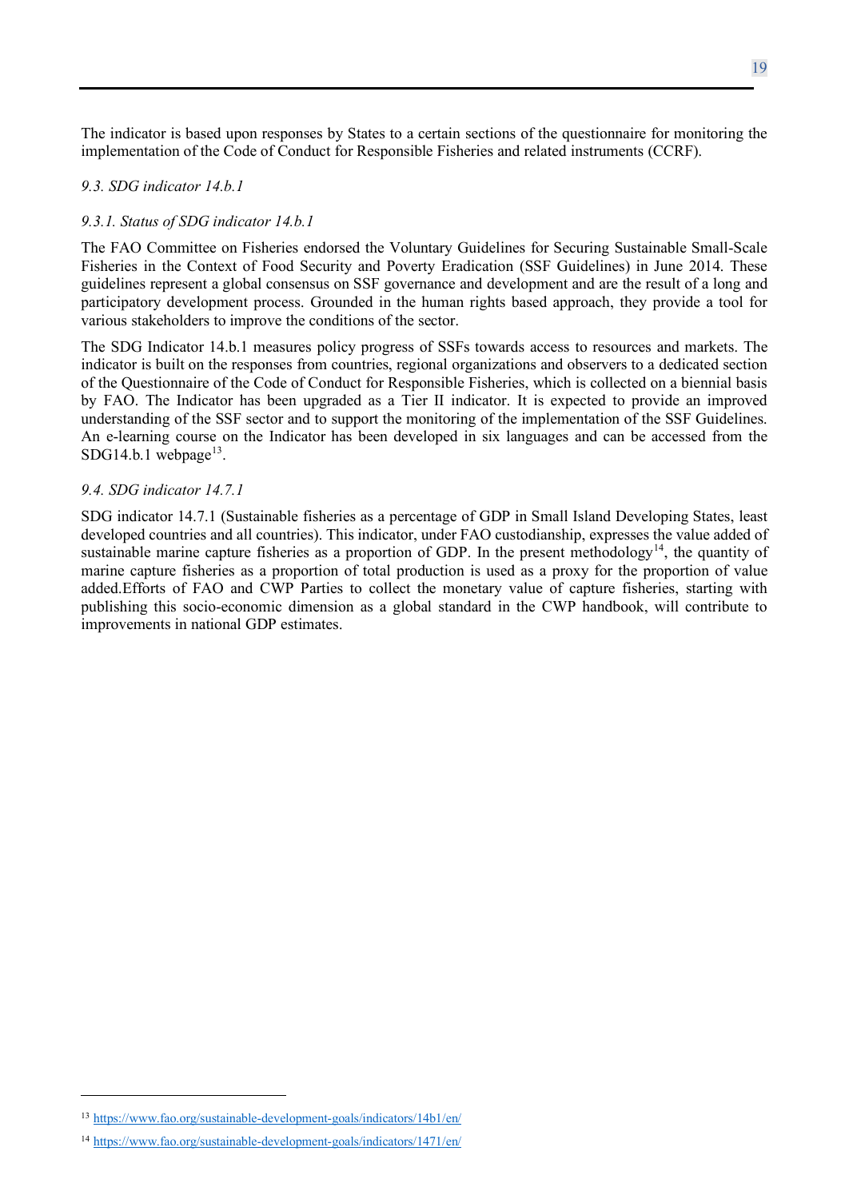The indicator is based upon responses by States to a certain sections of the questionnaire for monitoring the implementation of the Code of Conduct for Responsible Fisheries and related instruments (CCRF).

*9.3. SDG indicator 14.b.1*

*9.3.1. Status of SDG indicator 14.b.1*

The FAO Committee on Fisheries endorsed the Voluntary Guidelines for Securing Sustainable Small-Scale Fisheries in the Context of Food Security and Poverty Eradication (SSF Guidelines) in June 2014. These guidelines represent a global consensus on SSF governance and development and are the result of a long and participatory development process. Grounded in the human rights based approach, they provide a tool for various stakeholders to improve the conditions of the sector.

The SDG Indicator 14.b.1 measures policy progress of SSFs towards access to resources and markets. The indicator is built on the responses from countries, regional organizations and observers to a dedicated section of the Questionnaire of the Code of Conduct for Responsible Fisheries, which is collected on a biennial basis by FAO. The Indicator has been upgraded as a Tier II indicator. It is expected to provide an improved understanding of the SSF sector and to support the monitoring of the implementation of the SSF Guidelines. An e-learning course on the Indicator has been developed in six languages and can be accessed from the SDG14.b.1 webpage[13].

*9.4. SDG indicator 14.7.1*

SDG indicator 14.7.1 (Sustainable fisheries as a percentage of GDP in Small Island Developing States, least developed countries and all countries). This indicator, under FAO custodianship, expresses the value added of sustainable marine capture fisheries as a proportion of GDP. In the present methodology[14], the quantity of marine capture fisheries as a proportion of total production is used as a proxy for the proportion of value added.Efforts of FAO and CWP Parties to collect the monetary value of capture fisheries, starting with publishing this socio-economic dimension as a global standard in the CWP handbook, will contribute to improvements in national GDP estimates.

---

[13] https://www.fao.org/sustainable-development-goals/indicators/14b1/en/

[14] https://www.fao.org/sustainable-development-goals/indicators/1471/en/